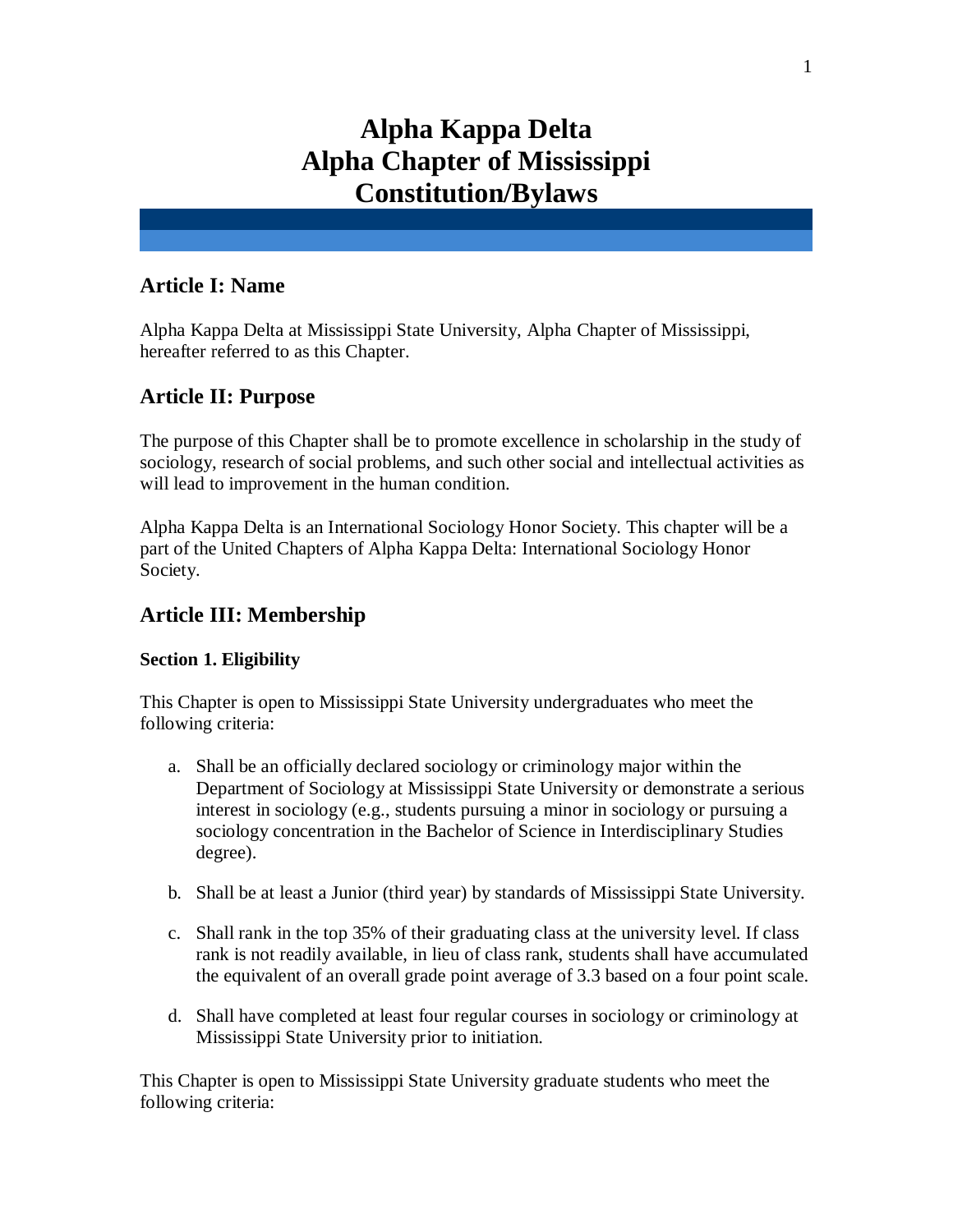# Alpha Kappa Delta
# Alpha Chapter of Mississippi
# Constitution/Bylaws

## Article I: Name

Alpha Kappa Delta at Mississippi State University, Alpha Chapter of Mississippi, hereafter referred to as this Chapter.

## Article II: Purpose

The purpose of this Chapter shall be to promote excellence in scholarship in the study of sociology, research of social problems, and such other social and intellectual activities as will lead to improvement in the human condition.

Alpha Kappa Delta is an International Sociology Honor Society. This chapter will be a part of the United Chapters of Alpha Kappa Delta: International Sociology Honor Society.

## Article III: Membership

### Section 1. Eligibility

This Chapter is open to Mississippi State University undergraduates who meet the following criteria:

a. Shall be an officially declared sociology or criminology major within the Department of Sociology at Mississippi State University or demonstrate a serious interest in sociology (e.g., students pursuing a minor in sociology or pursuing a sociology concentration in the Bachelor of Science in Interdisciplinary Studies degree).

b. Shall be at least a Junior (third year) by standards of Mississippi State University.

c. Shall rank in the top 35% of their graduating class at the university level. If class rank is not readily available, in lieu of class rank, students shall have accumulated the equivalent of an overall grade point average of 3.3 based on a four point scale.

d. Shall have completed at least four regular courses in sociology or criminology at Mississippi State University prior to initiation.

This Chapter is open to Mississippi State University graduate students who meet the following criteria: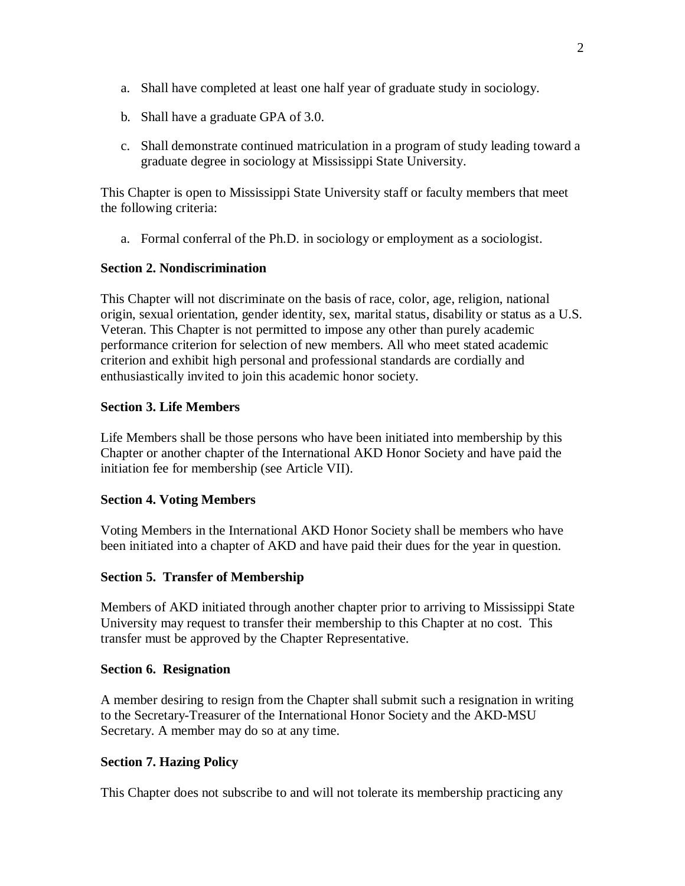a. Shall have completed at least one half year of graduate study in sociology.

b. Shall have a graduate GPA of 3.0.

c. Shall demonstrate continued matriculation in a program of study leading toward a graduate degree in sociology at Mississippi State University.

This Chapter is open to Mississippi State University staff or faculty members that meet the following criteria:

a. Formal conferral of the Ph.D. in sociology or employment as a sociologist.

**Section 2. Nondiscrimination**

This Chapter will not discriminate on the basis of race, color, age, religion, national origin, sexual orientation, gender identity, sex, marital status, disability or status as a U.S. Veteran. This Chapter is not permitted to impose any other than purely academic performance criterion for selection of new members. All who meet stated academic criterion and exhibit high personal and professional standards are cordially and enthusiastically invited to join this academic honor society.

**Section 3. Life Members**

Life Members shall be those persons who have been initiated into membership by this Chapter or another chapter of the International AKD Honor Society and have paid the initiation fee for membership (see Article VII).

**Section 4. Voting Members**

Voting Members in the International AKD Honor Society shall be members who have been initiated into a chapter of AKD and have paid their dues for the year in question.

**Section 5. Transfer of Membership**

Members of AKD initiated through another chapter prior to arriving to Mississippi State University may request to transfer their membership to this Chapter at no cost. This transfer must be approved by the Chapter Representative.

**Section 6. Resignation**

A member desiring to resign from the Chapter shall submit such a resignation in writing to the Secretary-Treasurer of the International Honor Society and the AKD-MSU Secretary. A member may do so at any time.

**Section 7. Hazing Policy**

This Chapter does not subscribe to and will not tolerate its membership practicing any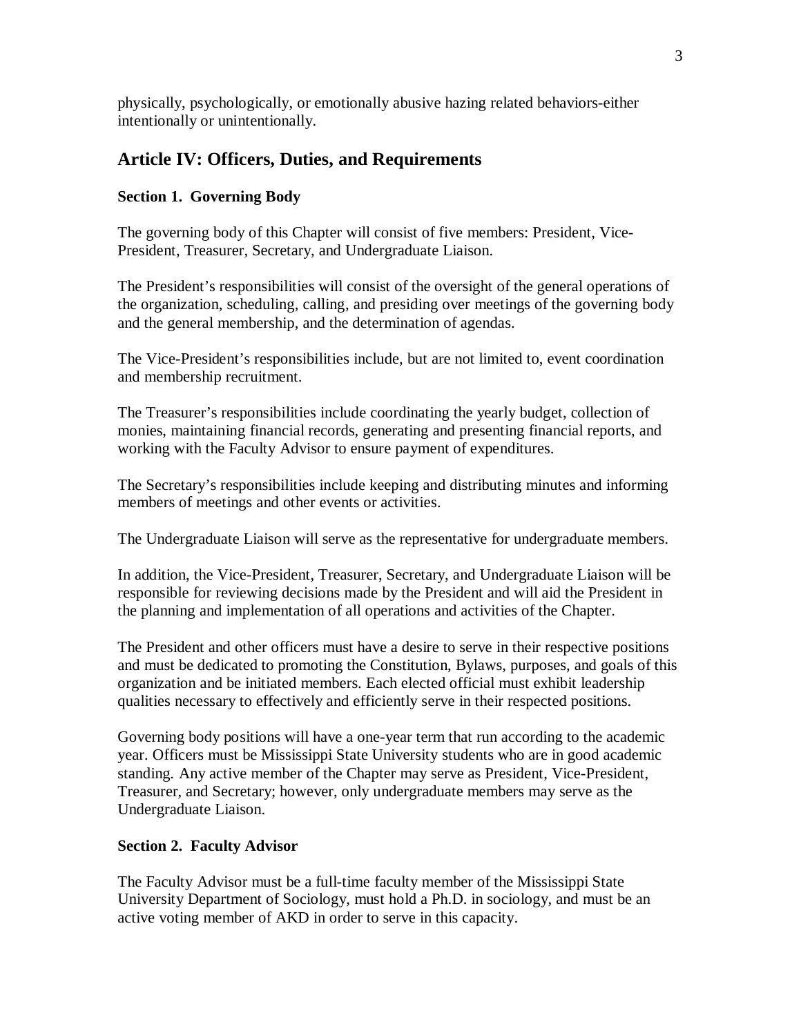physically, psychologically, or emotionally abusive hazing related behaviors-either intentionally or unintentionally.

## Article IV: Officers, Duties, and Requirements

### Section 1. Governing Body

The governing body of this Chapter will consist of five members: President, Vice-President, Treasurer, Secretary, and Undergraduate Liaison.

The President's responsibilities will consist of the oversight of the general operations of the organization, scheduling, calling, and presiding over meetings of the governing body and the general membership, and the determination of agendas.

The Vice-President's responsibilities include, but are not limited to, event coordination and membership recruitment.

The Treasurer's responsibilities include coordinating the yearly budget, collection of monies, maintaining financial records, generating and presenting financial reports, and working with the Faculty Advisor to ensure payment of expenditures.

The Secretary's responsibilities include keeping and distributing minutes and informing members of meetings and other events or activities.

The Undergraduate Liaison will serve as the representative for undergraduate members.

In addition, the Vice-President, Treasurer, Secretary, and Undergraduate Liaison will be responsible for reviewing decisions made by the President and will aid the President in the planning and implementation of all operations and activities of the Chapter.

The President and other officers must have a desire to serve in their respective positions and must be dedicated to promoting the Constitution, Bylaws, purposes, and goals of this organization and be initiated members. Each elected official must exhibit leadership qualities necessary to effectively and efficiently serve in their respected positions.

Governing body positions will have a one-year term that run according to the academic year. Officers must be Mississippi State University students who are in good academic standing. Any active member of the Chapter may serve as President, Vice-President, Treasurer, and Secretary; however, only undergraduate members may serve as the Undergraduate Liaison.

### Section 2. Faculty Advisor

The Faculty Advisor must be a full-time faculty member of the Mississippi State University Department of Sociology, must hold a Ph.D. in sociology, and must be an active voting member of AKD in order to serve in this capacity.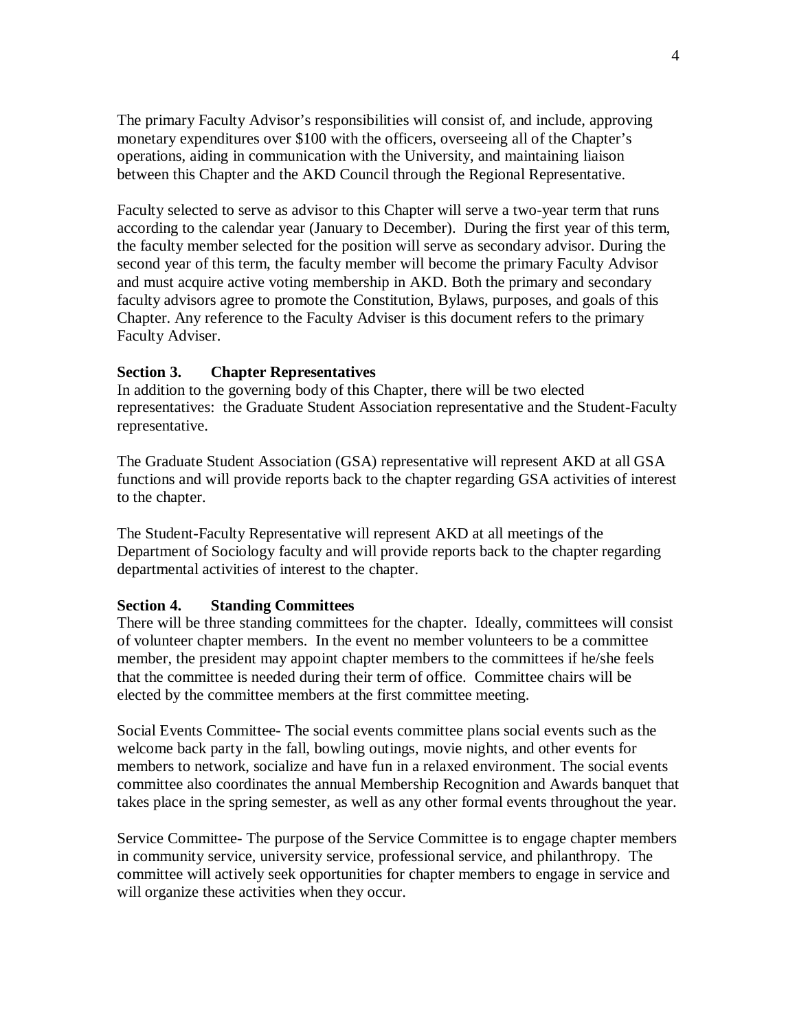The primary Faculty Advisor's responsibilities will consist of, and include, approving monetary expenditures over $100 with the officers, overseeing all of the Chapter's operations, aiding in communication with the University, and maintaining liaison between this Chapter and the AKD Council through the Regional Representative.

Faculty selected to serve as advisor to this Chapter will serve a two-year term that runs according to the calendar year (January to December). During the first year of this term, the faculty member selected for the position will serve as secondary advisor. During the second year of this term, the faculty member will become the primary Faculty Advisor and must acquire active voting membership in AKD. Both the primary and secondary faculty advisors agree to promote the Constitution, Bylaws, purposes, and goals of this Chapter. Any reference to the Faculty Adviser is this document refers to the primary Faculty Adviser.

**Section 3. Chapter Representatives**

In addition to the governing body of this Chapter, there will be two elected representatives: the Graduate Student Association representative and the Student-Faculty representative.

The Graduate Student Association (GSA) representative will represent AKD at all GSA functions and will provide reports back to the chapter regarding GSA activities of interest to the chapter.

The Student-Faculty Representative will represent AKD at all meetings of the Department of Sociology faculty and will provide reports back to the chapter regarding departmental activities of interest to the chapter.

**Section 4. Standing Committees**

There will be three standing committees for the chapter. Ideally, committees will consist of volunteer chapter members. In the event no member volunteers to be a committee member, the president may appoint chapter members to the committees if he/she feels that the committee is needed during their term of office. Committee chairs will be elected by the committee members at the first committee meeting.

Social Events Committee- The social events committee plans social events such as the welcome back party in the fall, bowling outings, movie nights, and other events for members to network, socialize and have fun in a relaxed environment. The social events committee also coordinates the annual Membership Recognition and Awards banquet that takes place in the spring semester, as well as any other formal events throughout the year.

Service Committee- The purpose of the Service Committee is to engage chapter members in community service, university service, professional service, and philanthropy. The committee will actively seek opportunities for chapter members to engage in service and will organize these activities when they occur.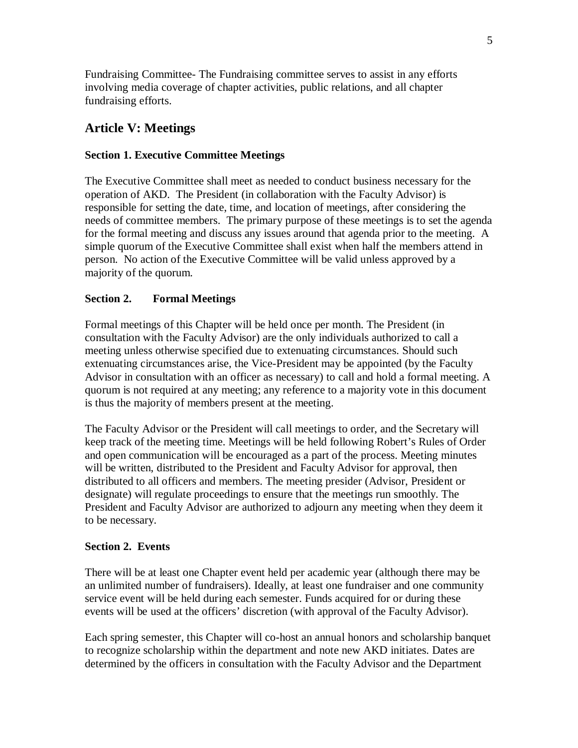Fundraising Committee- The Fundraising committee serves to assist in any efforts involving media coverage of chapter activities, public relations, and all chapter fundraising efforts.

## Article V: Meetings

**Section 1. Executive Committee Meetings**

The Executive Committee shall meet as needed to conduct business necessary for the operation of AKD. The President (in collaboration with the Faculty Advisor) is responsible for setting the date, time, and location of meetings, after considering the needs of committee members. The primary purpose of these meetings is to set the agenda for the formal meeting and discuss any issues around that agenda prior to the meeting. A simple quorum of the Executive Committee shall exist when half the members attend in person. No action of the Executive Committee will be valid unless approved by a majority of the quorum.

**Section 2. Formal Meetings**

Formal meetings of this Chapter will be held once per month. The President (in consultation with the Faculty Advisor) are the only individuals authorized to call a meeting unless otherwise specified due to extenuating circumstances. Should such extenuating circumstances arise, the Vice-President may be appointed (by the Faculty Advisor in consultation with an officer as necessary) to call and hold a formal meeting. A quorum is not required at any meeting; any reference to a majority vote in this document is thus the majority of members present at the meeting.

The Faculty Advisor or the President will call meetings to order, and the Secretary will keep track of the meeting time. Meetings will be held following Robert's Rules of Order and open communication will be encouraged as a part of the process. Meeting minutes will be written, distributed to the President and Faculty Advisor for approval, then distributed to all officers and members. The meeting presider (Advisor, President or designate) will regulate proceedings to ensure that the meetings run smoothly. The President and Faculty Advisor are authorized to adjourn any meeting when they deem it to be necessary.

**Section 2. Events**

There will be at least one Chapter event held per academic year (although there may be an unlimited number of fundraisers). Ideally, at least one fundraiser and one community service event will be held during each semester. Funds acquired for or during these events will be used at the officers' discretion (with approval of the Faculty Advisor).

Each spring semester, this Chapter will co-host an annual honors and scholarship banquet to recognize scholarship within the department and note new AKD initiates. Dates are determined by the officers in consultation with the Faculty Advisor and the Department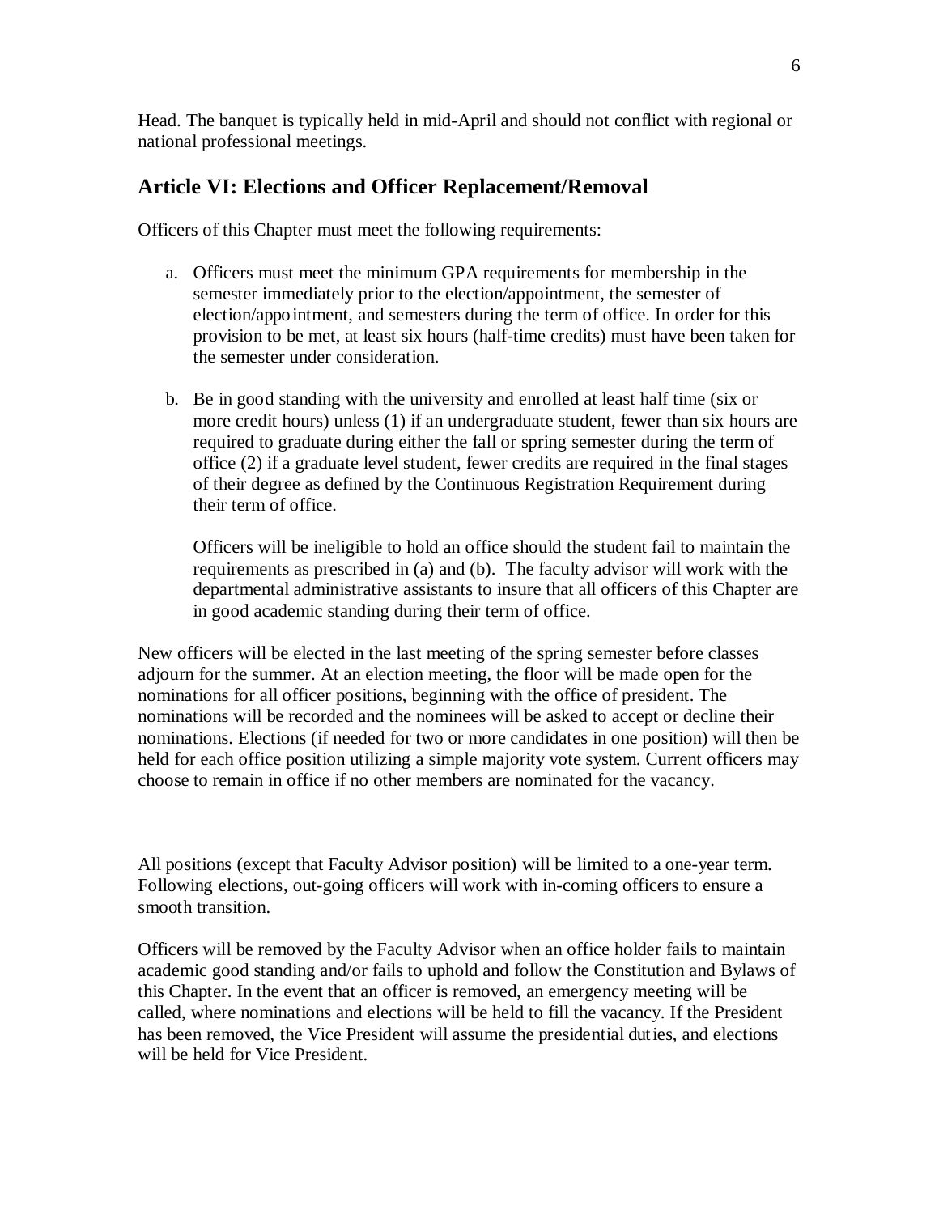Head. The banquet is typically held in mid-April and should not conflict with regional or national professional meetings.

## Article VI: Elections and Officer Replacement/Removal

Officers of this Chapter must meet the following requirements:

a. Officers must meet the minimum GPA requirements for membership in the semester immediately prior to the election/appointment, the semester of election/appointment, and semesters during the term of office. In order for this provision to be met, at least six hours (half-time credits) must have been taken for the semester under consideration.

b. Be in good standing with the university and enrolled at least half time (six or more credit hours) unless (1) if an undergraduate student, fewer than six hours are required to graduate during either the fall or spring semester during the term of office (2) if a graduate level student, fewer credits are required in the final stages of their degree as defined by the Continuous Registration Requirement during their term of office.

   Officers will be ineligible to hold an office should the student fail to maintain the requirements as prescribed in (a) and (b). The faculty advisor will work with the departmental administrative assistants to insure that all officers of this Chapter are in good academic standing during their term of office.

New officers will be elected in the last meeting of the spring semester before classes adjourn for the summer. At an election meeting, the floor will be made open for the nominations for all officer positions, beginning with the office of president. The nominations will be recorded and the nominees will be asked to accept or decline their nominations. Elections (if needed for two or more candidates in one position) will then be held for each office position utilizing a simple majority vote system. Current officers may choose to remain in office if no other members are nominated for the vacancy.

All positions (except that Faculty Advisor position) will be limited to a one-year term. Following elections, out-going officers will work with in-coming officers to ensure a smooth transition.

Officers will be removed by the Faculty Advisor when an office holder fails to maintain academic good standing and/or fails to uphold and follow the Constitution and Bylaws of this Chapter. In the event that an officer is removed, an emergency meeting will be called, where nominations and elections will be held to fill the vacancy. If the President has been removed, the Vice President will assume the presidential duties, and elections will be held for Vice President.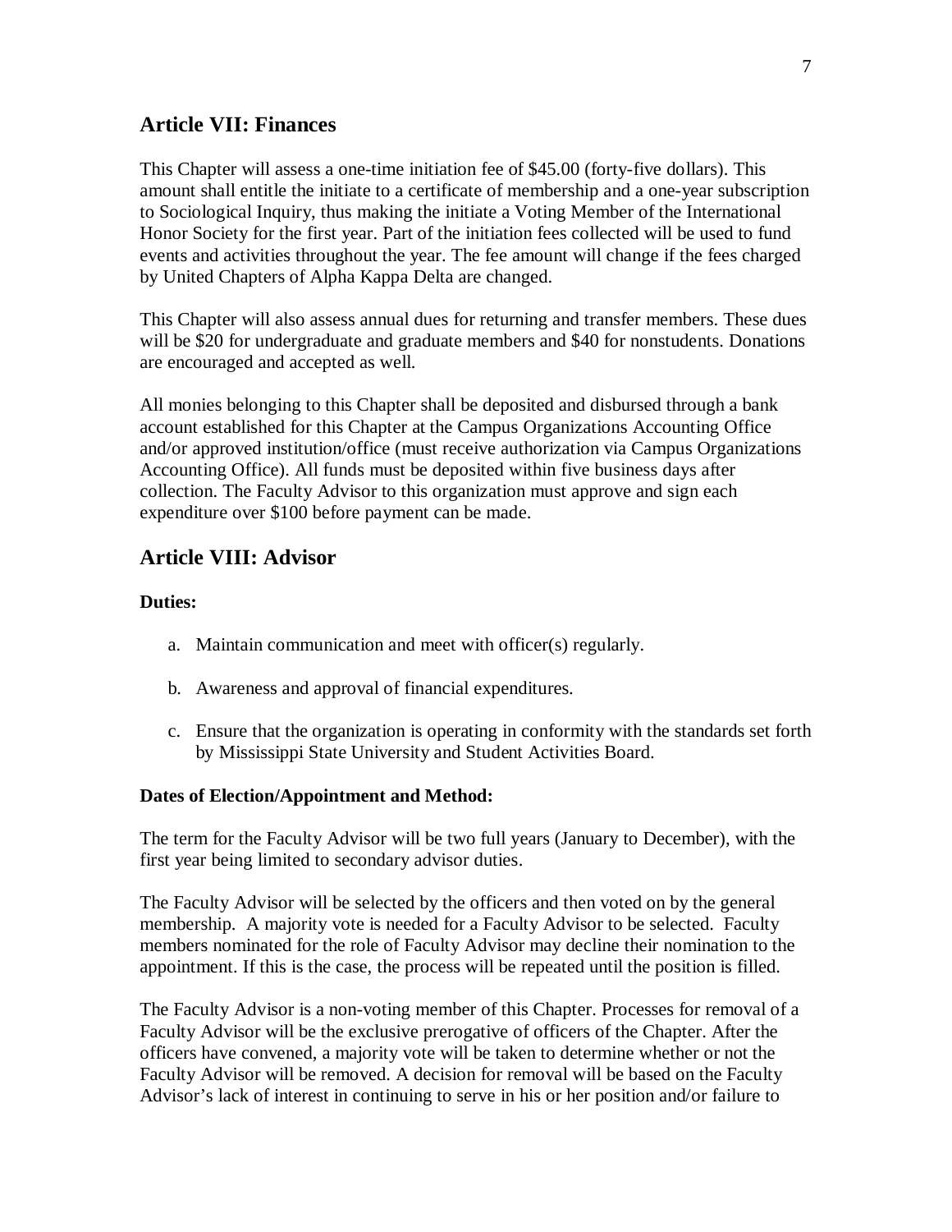## Article VII: Finances

This Chapter will assess a one-time initiation fee of $45.00 (forty-five dollars). This amount shall entitle the initiate to a certificate of membership and a one-year subscription to Sociological Inquiry, thus making the initiate a Voting Member of the International Honor Society for the first year. Part of the initiation fees collected will be used to fund events and activities throughout the year. The fee amount will change if the fees charged by United Chapters of Alpha Kappa Delta are changed.

This Chapter will also assess annual dues for returning and transfer members. These dues will be $20 for undergraduate and graduate members and $40 for nonstudents. Donations are encouraged and accepted as well.

All monies belonging to this Chapter shall be deposited and disbursed through a bank account established for this Chapter at the Campus Organizations Accounting Office and/or approved institution/office (must receive authorization via Campus Organizations Accounting Office). All funds must be deposited within five business days after collection. The Faculty Advisor to this organization must approve and sign each expenditure over $100 before payment can be made.

## Article VIII: Advisor

**Duties:**

a. Maintain communication and meet with officer(s) regularly.

b. Awareness and approval of financial expenditures.

c. Ensure that the organization is operating in conformity with the standards set forth by Mississippi State University and Student Activities Board.

**Dates of Election/Appointment and Method:**

The term for the Faculty Advisor will be two full years (January to December), with the first year being limited to secondary advisor duties.

The Faculty Advisor will be selected by the officers and then voted on by the general membership. A majority vote is needed for a Faculty Advisor to be selected. Faculty members nominated for the role of Faculty Advisor may decline their nomination to the appointment. If this is the case, the process will be repeated until the position is filled.

The Faculty Advisor is a non-voting member of this Chapter. Processes for removal of a Faculty Advisor will be the exclusive prerogative of officers of the Chapter. After the officers have convened, a majority vote will be taken to determine whether or not the Faculty Advisor will be removed. A decision for removal will be based on the Faculty Advisor's lack of interest in continuing to serve in his or her position and/or failure to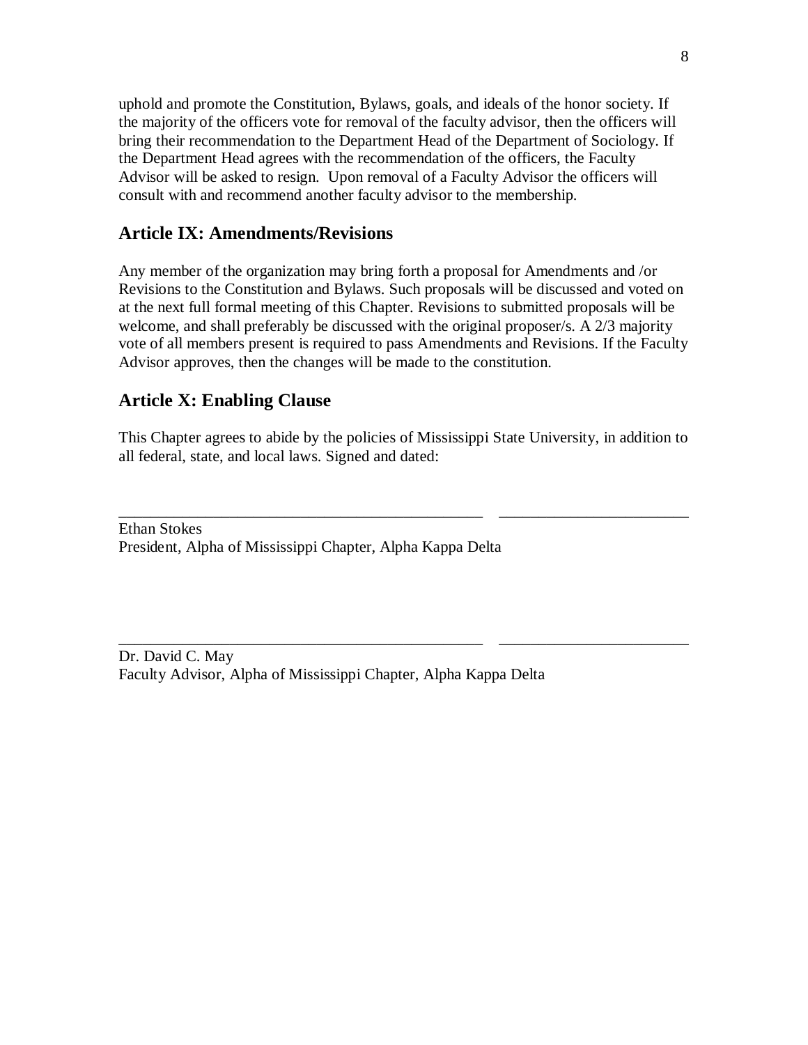uphold and promote the Constitution, Bylaws, goals, and ideals of the honor society. If the majority of the officers vote for removal of the faculty advisor, then the officers will bring their recommendation to the Department Head of the Department of Sociology. If the Department Head agrees with the recommendation of the officers, the Faculty Advisor will be asked to resign. Upon removal of a Faculty Advisor the officers will consult with and recommend another faculty advisor to the membership.

## Article IX: Amendments/Revisions

Any member of the organization may bring forth a proposal for Amendments and /or Revisions to the Constitution and Bylaws. Such proposals will be discussed and voted on at the next full formal meeting of this Chapter. Revisions to submitted proposals will be welcome, and shall preferably be discussed with the original proposer/s. A 2/3 majority vote of all members present is required to pass Amendments and Revisions. If the Faculty Advisor approves, then the changes will be made to the constitution.

## Article X: Enabling Clause

This Chapter agrees to abide by the policies of Mississippi State University, in addition to all federal, state, and local laws. Signed and dated:

_______________________________________________ ________________________

Ethan Stokes
President, Alpha of Mississippi Chapter, Alpha Kappa Delta

_______________________________________________ ________________________

Dr. David C. May
Faculty Advisor, Alpha of Mississippi Chapter, Alpha Kappa Delta